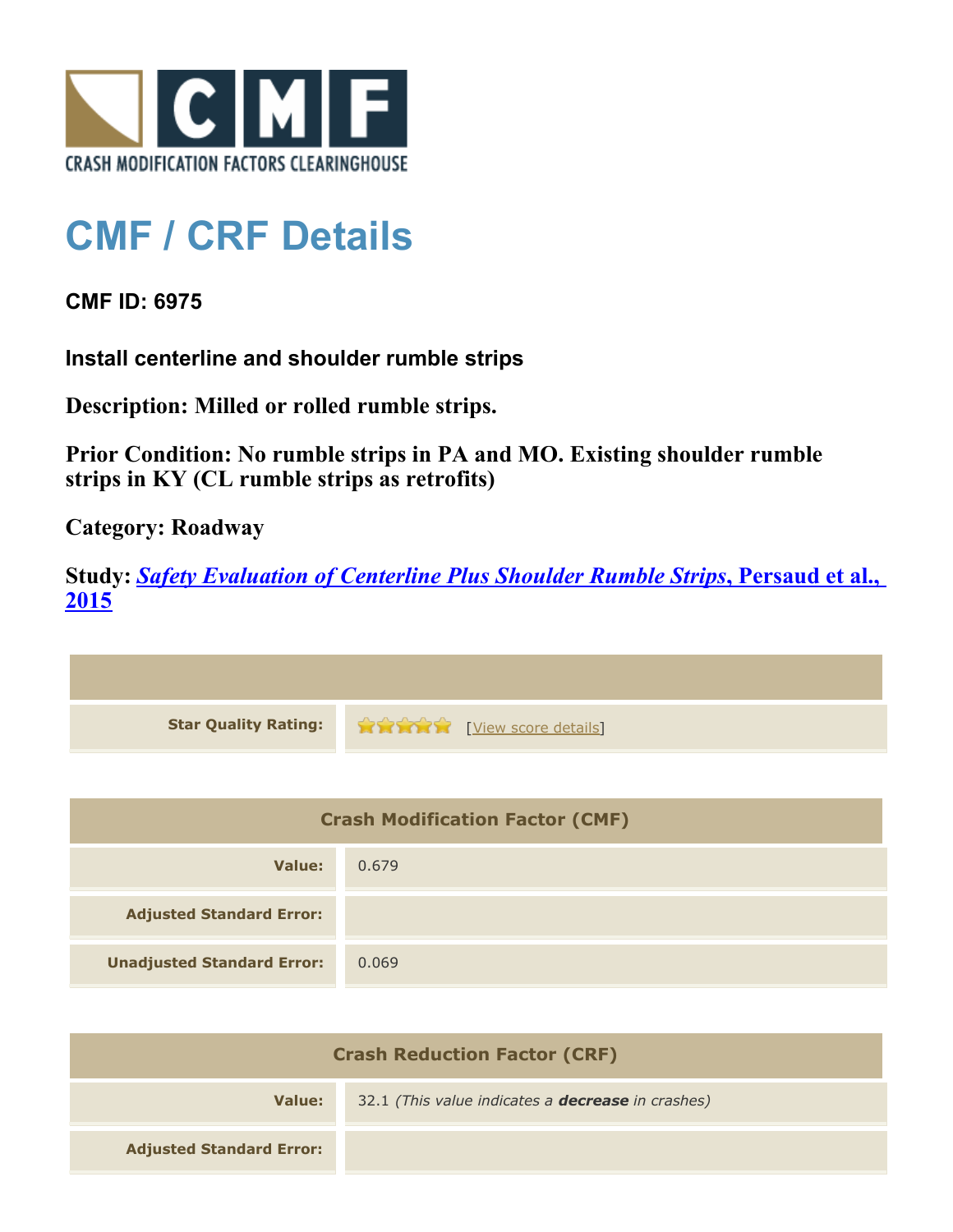CRASH MODIFICATION FACTORS CLEARINGHOUSE

# CMF / CRF Details

**CMF ID: 6975**

**Install centerline and shoulder rumble strips**

**Description: Milled or rolled rumble strips.**

**Prior Condition: No rumble strips in PA and MO. Existing shoulder rumble strips in KY (CL rumble strips as retrofits)**

**Category: Roadway**

**Study: *Safety Evaluation of Centerline Plus Shoulder Rumble Strips*, Persaud et al., 2015**

| | |
|---|---|
| **Star Quality Rating:** | ★★★★★ [View score details] |

| Crash Modification Factor (CMF) | |
|---|---|
| **Value:** | 0.679 |
| **Adjusted Standard Error:** | |
| **Unadjusted Standard Error:** | 0.069 |

| Crash Reduction Factor (CRF) | |
|---|---|
| **Value:** | 32.1 *(This value indicates a **decrease** in crashes)* |
| **Adjusted Standard Error:** | |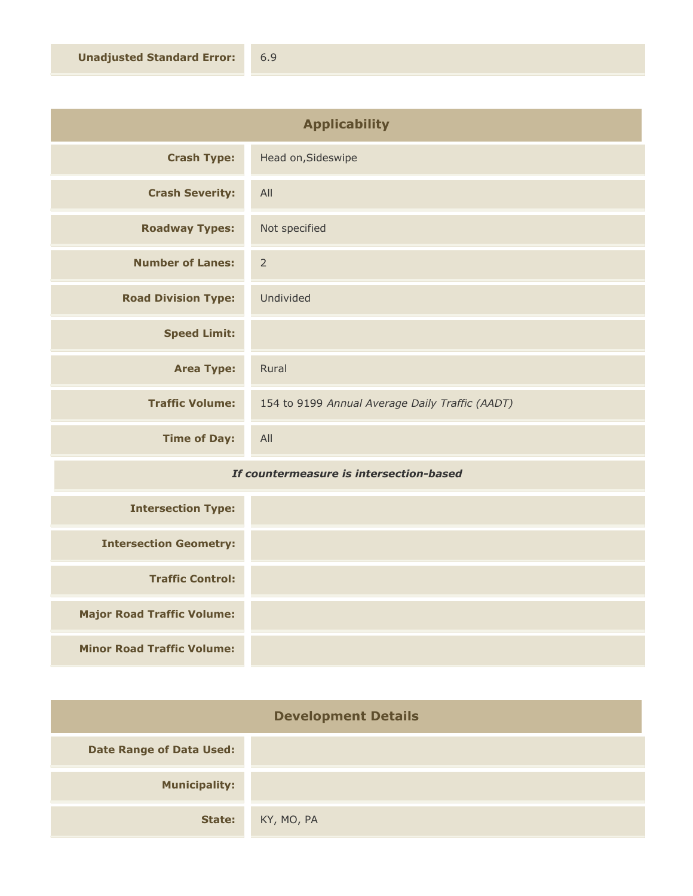| | |
|---|---|
| **Unadjusted Standard Error:** | 6.9 |

## Applicability

| | |
|---|---|
| **Crash Type:** | Head on,Sideswipe |
| **Crash Severity:** | All |
| **Roadway Types:** | Not specified |
| **Number of Lanes:** | 2 |
| **Road Division Type:** | Undivided |
| **Speed Limit:** | |
| **Area Type:** | Rural |
| **Traffic Volume:** | 154 to 9199 *Annual Average Daily Traffic (AADT)* |
| **Time of Day:** | All |
| ***If countermeasure is intersection-based*** | |
| **Intersection Type:** | |
| **Intersection Geometry:** | |
| **Traffic Control:** | |
| **Major Road Traffic Volume:** | |
| **Minor Road Traffic Volume:** | |

## Development Details

| | |
|---|---|
| **Date Range of Data Used:** | |
| **Municipality:** | |
| **State:** | KY, MO, PA |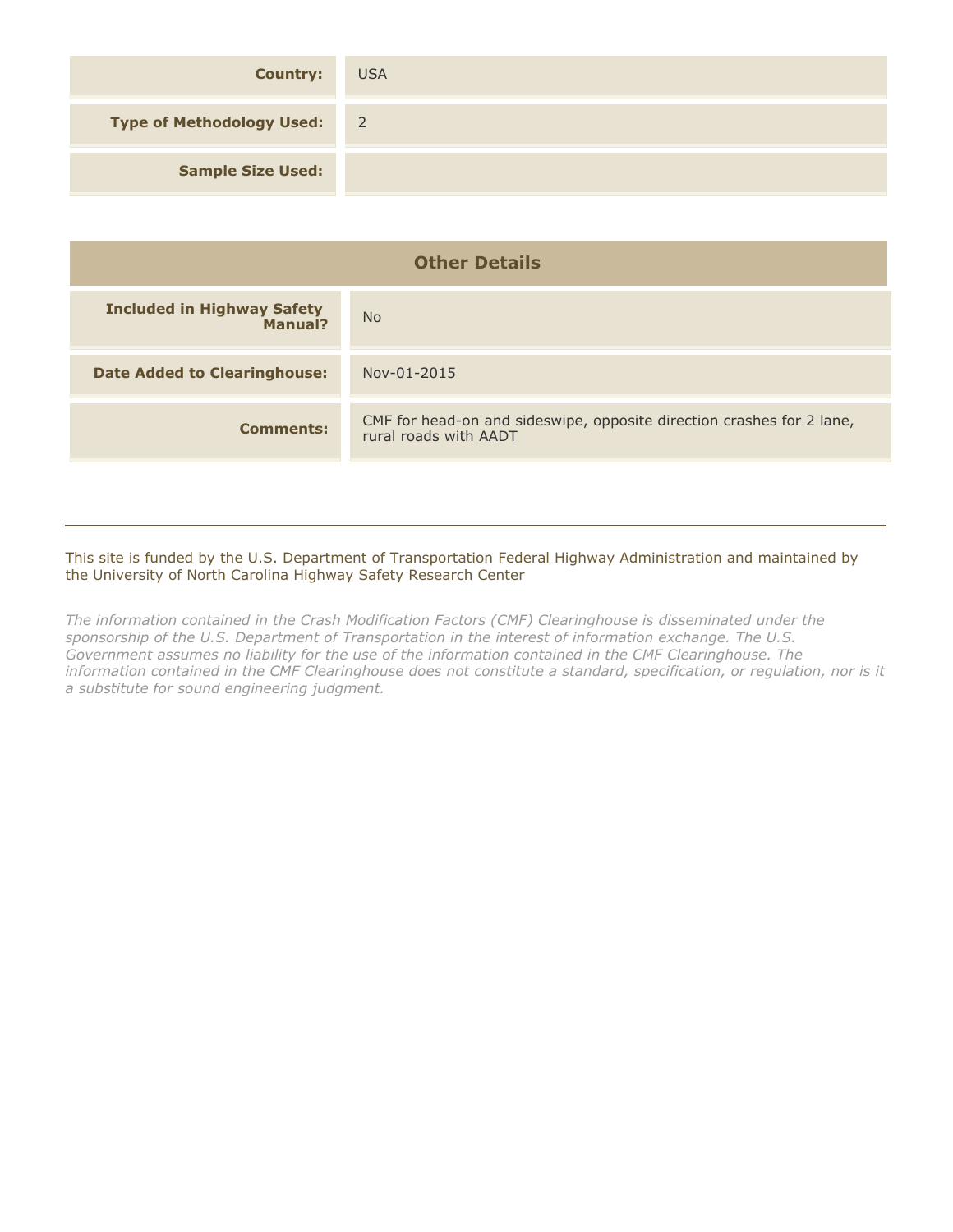| | |
|---|---|
| **Country:** | USA |
| **Type of Methodology Used:** | 2 |
| **Sample Size Used:** | |

## Other Details

| | |
|---|---|
| **Included in Highway Safety Manual?** | No |
| **Date Added to Clearinghouse:** | Nov-01-2015 |
| **Comments:** | CMF for head-on and sideswipe, opposite direction crashes for 2 lane, rural roads with AADT |

---

This site is funded by the U.S. Department of Transportation Federal Highway Administration and maintained by the University of North Carolina Highway Safety Research Center

*The information contained in the Crash Modification Factors (CMF) Clearinghouse is disseminated under the sponsorship of the U.S. Department of Transportation in the interest of information exchange. The U.S. Government assumes no liability for the use of the information contained in the CMF Clearinghouse. The information contained in the CMF Clearinghouse does not constitute a standard, specification, or regulation, nor is it a substitute for sound engineering judgment.*